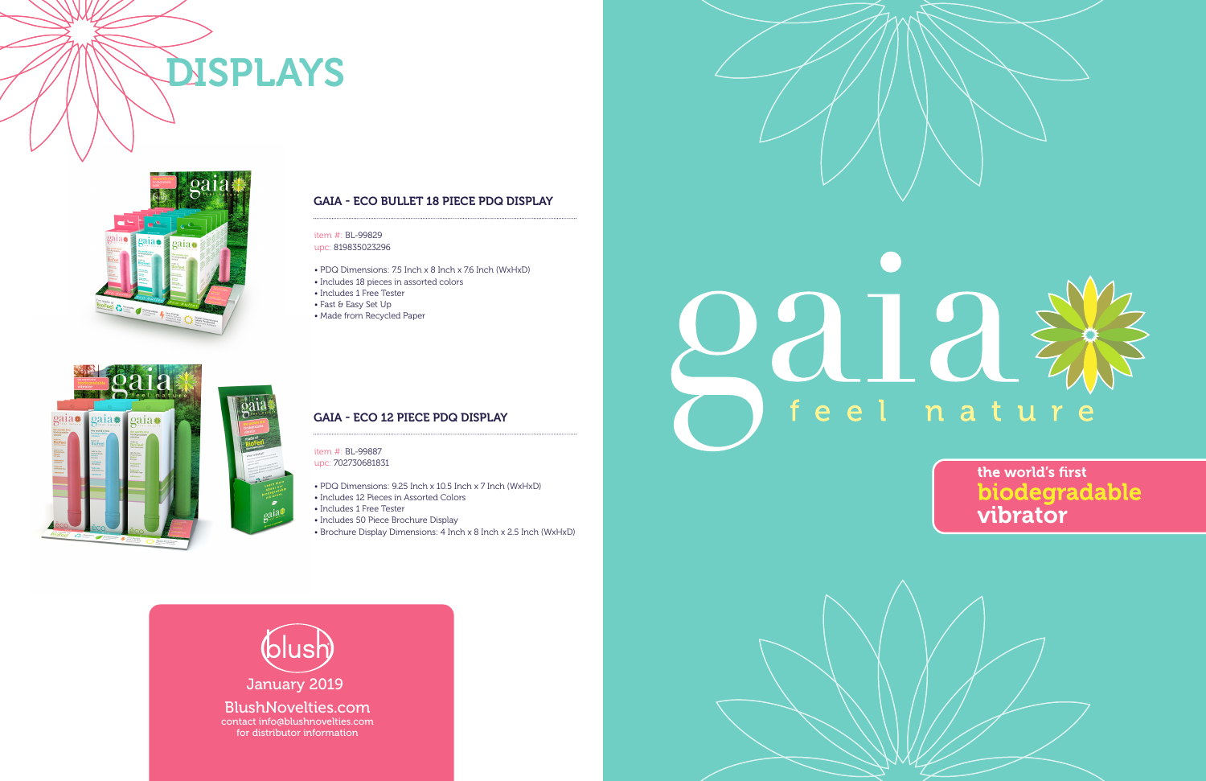# DISPLAYS

## GAIA - ECO BULLET 18 PIECE PDQ DISPLAY

item #: BL-99829
upc: 819835023296

- PDQ Dimensions: 7.5 Inch x 8 Inch x 7.6 Inch (WxHxD)
- Includes 18 pieces in assorted colors
- Includes 1 Free Tester
- Fast & Easy Set Up
- Made from Recycled Paper

## GAIA - ECO 12 PIECE PDQ DISPLAY

item #: BL-99887
upc: 702730681831

- PDQ Dimensions: 9.25 Inch x 10.5 Inch x 7 Inch (WxHxD)
- Includes 12 Pieces in Assorted Colors
- Includes 1 Free Tester
- Includes 50 Piece Brochure Display
- Brochure Display Dimensions: 4 Inch x 8 Inch x 2.5 Inch (WxHxD)

blush

January 2019

BlushNovelties.com
contact info@blushnovelties.com
for distributor information

# gaia

feel nature

the world's first
**biodegradable**
**vibrator**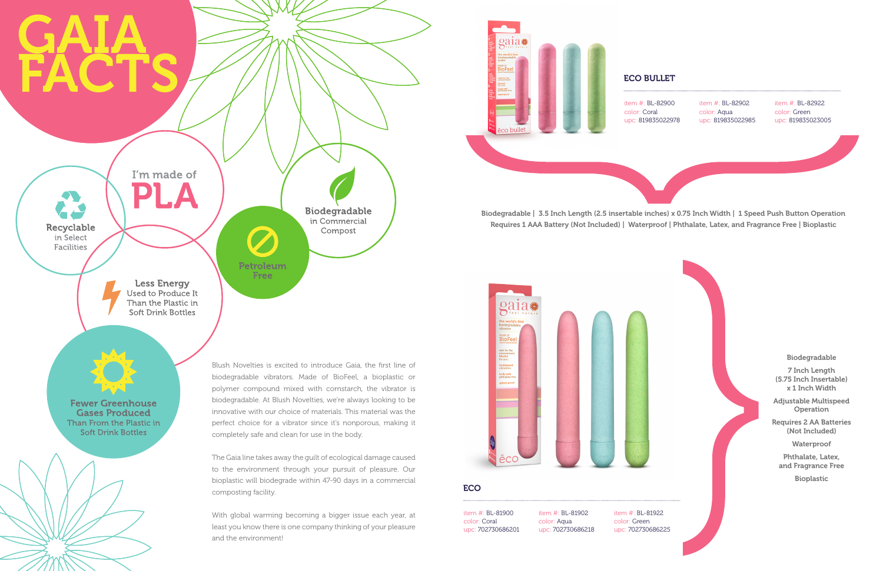# GAIA FACTS

I'm made of **PLA**

**Recyclable** in Select Facilities

**Biodegradable** in Commercial Compost

**Petroleum Free**

**Less Energy** Used to Produce It Than the Plastic in Soft Drink Bottles

**Fewer Greenhouse Gases Produced** Than From the Plastic in Soft Drink Bottles

Blush Novelties is excited to introduce Gaia, the first line of biodegradable vibrators. Made of BioFeel, a bioplastic or polymer compound mixed with cornstarch, the vibrator is biodegradable. At Blush Novelties, we're always looking to be innovative with our choice of materials. This material was the perfect choice for a vibrator since it's nonporous, making it completely safe and clean for use in the body.

The Gaia line takes away the guilt of ecological damage caused to the environment through your pursuit of pleasure. Our bioplastic will biodegrade within 47-90 days in a commercial composting facility.

With global warming becoming a bigger issue each year, at least you know there is one company thinking of your pleasure and the environment!

## ECO BULLET

| | | |
|---|---|---|
| item #: BL-82900 | item #: BL-82902 | item #: BL-82922 |
| color: Coral | color: Aqua | color: Green |
| upc: 819835022978 | upc: 819835022985 | upc: 819835023005 |

Biodegradable | 3.5 Inch Length (2.5 insertable inches) x 0.75 Inch Width | 1 Speed Push Button Operation
Requires 1 AAA Battery (Not Included) | Waterproof | Phthalate, Latex, and Fragrance Free | Bioplastic

## ECO

| | | |
|---|---|---|
| item #: BL-81900 | item #: BL-81902 | item #: BL-81922 |
| color: Coral | color: Aqua | color: Green |
| upc: 702730686201 | upc: 702730686218 | upc: 702730686225 |

Biodegradable

7 Inch Length (5.75 Inch Insertable) x 1 Inch Width

Adjustable Multispeed Operation

Requires 2 AA Batteries (Not Included)

Waterproof

Phthalate, Latex, and Fragrance Free

Bioplastic